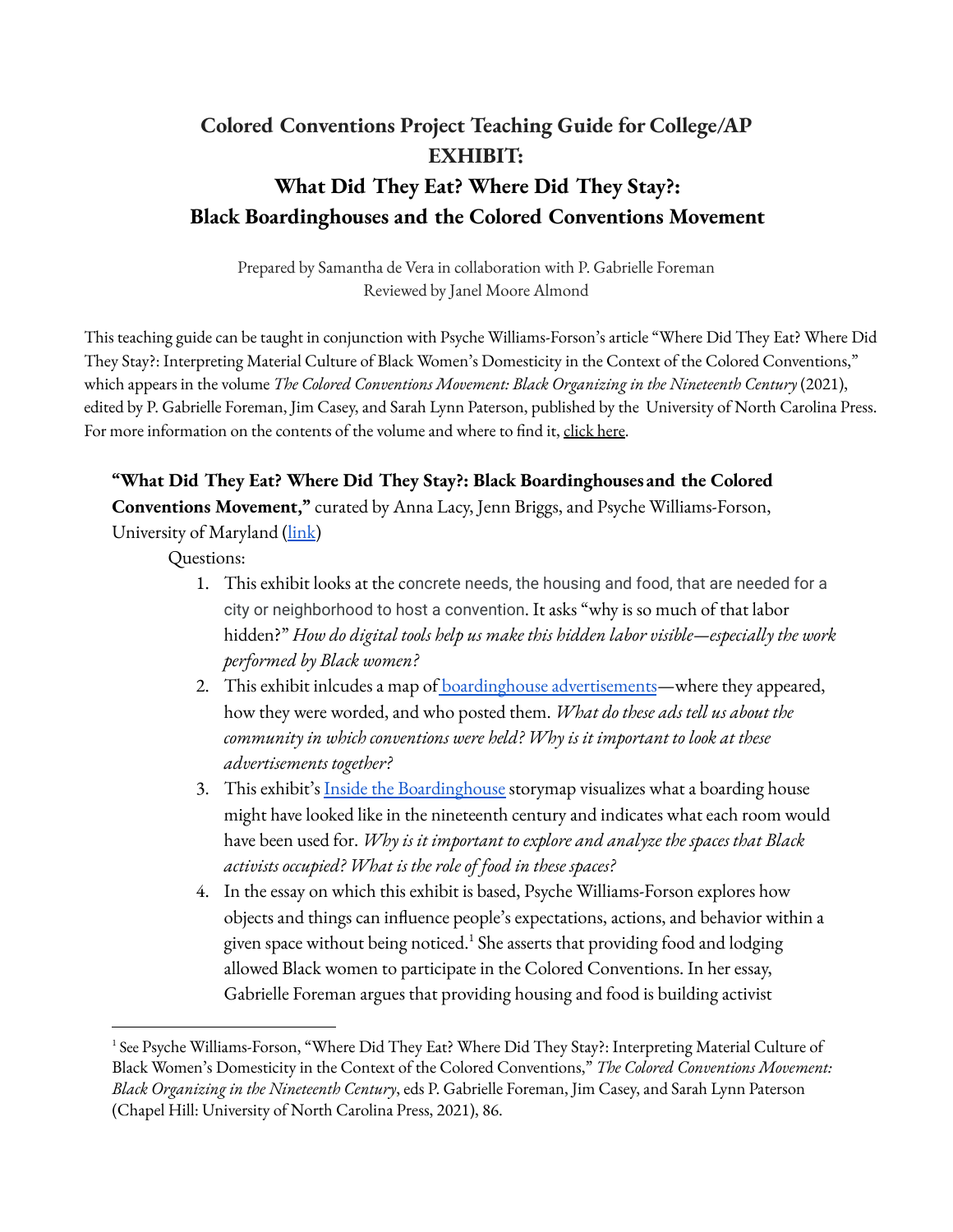# Colored Conventions Project Teaching Guide for College/AP EXHIBIT:
# What Did They Eat? Where Did They Stay?: Black Boardinghouses and the Colored Conventions Movement

Prepared by Samantha de Vera in collaboration with P. Gabrielle Foreman
Reviewed by Janel Moore Almond

This teaching guide can be taught in conjunction with Psyche Williams-Forson's article "Where Did They Eat? Where Did They Stay?: Interpreting Material Culture of Black Women's Domesticity in the Context of the Colored Conventions," which appears in the volume *The Colored Conventions Movement: Black Organizing in the Nineteenth Century* (2021), edited by P. Gabrielle Foreman, Jim Casey, and Sarah Lynn Paterson, published by the University of North Carolina Press. For more information on the contents of the volume and where to find it, click here.

**"What Did They Eat? Where Did They Stay?: Black Boardinghouses and the Colored Conventions Movement,"** curated by Anna Lacy, Jenn Briggs, and Psyche Williams-Forson, University of Maryland (link)

Questions:

1. This exhibit looks at the concrete needs, the housing and food, that are needed for a city or neighborhood to host a convention. It asks "why is so much of that labor hidden?" *How do digital tools help us make this hidden labor visible—especially the work performed by Black women?*
2. This exhibit inlcudes a map of boardinghouse advertisements—where they appeared, how they were worded, and who posted them. *What do these ads tell us about the community in which conventions were held? Why is it important to look at these advertisements together?*
3. This exhibit's Inside the Boardinghouse storymap visualizes what a boarding house might have looked like in the nineteenth century and indicates what each room would have been used for. *Why is it important to explore and analyze the spaces that Black activists occupied? What is the role of food in these spaces?*
4. In the essay on which this exhibit is based, Psyche Williams-Forson explores how objects and things can influence people's expectations, actions, and behavior within a given space without being noticed.[1] She asserts that providing food and lodging allowed Black women to participate in the Colored Conventions. In her essay, Gabrielle Foreman argues that providing housing and food is building activist

---

[1] See Psyche Williams-Forson, "Where Did They Eat? Where Did They Stay?: Interpreting Material Culture of Black Women's Domesticity in the Context of the Colored Conventions," *The Colored Conventions Movement: Black Organizing in the Nineteenth Century*, eds P. Gabrielle Foreman, Jim Casey, and Sarah Lynn Paterson (Chapel Hill: University of North Carolina Press, 2021), 86.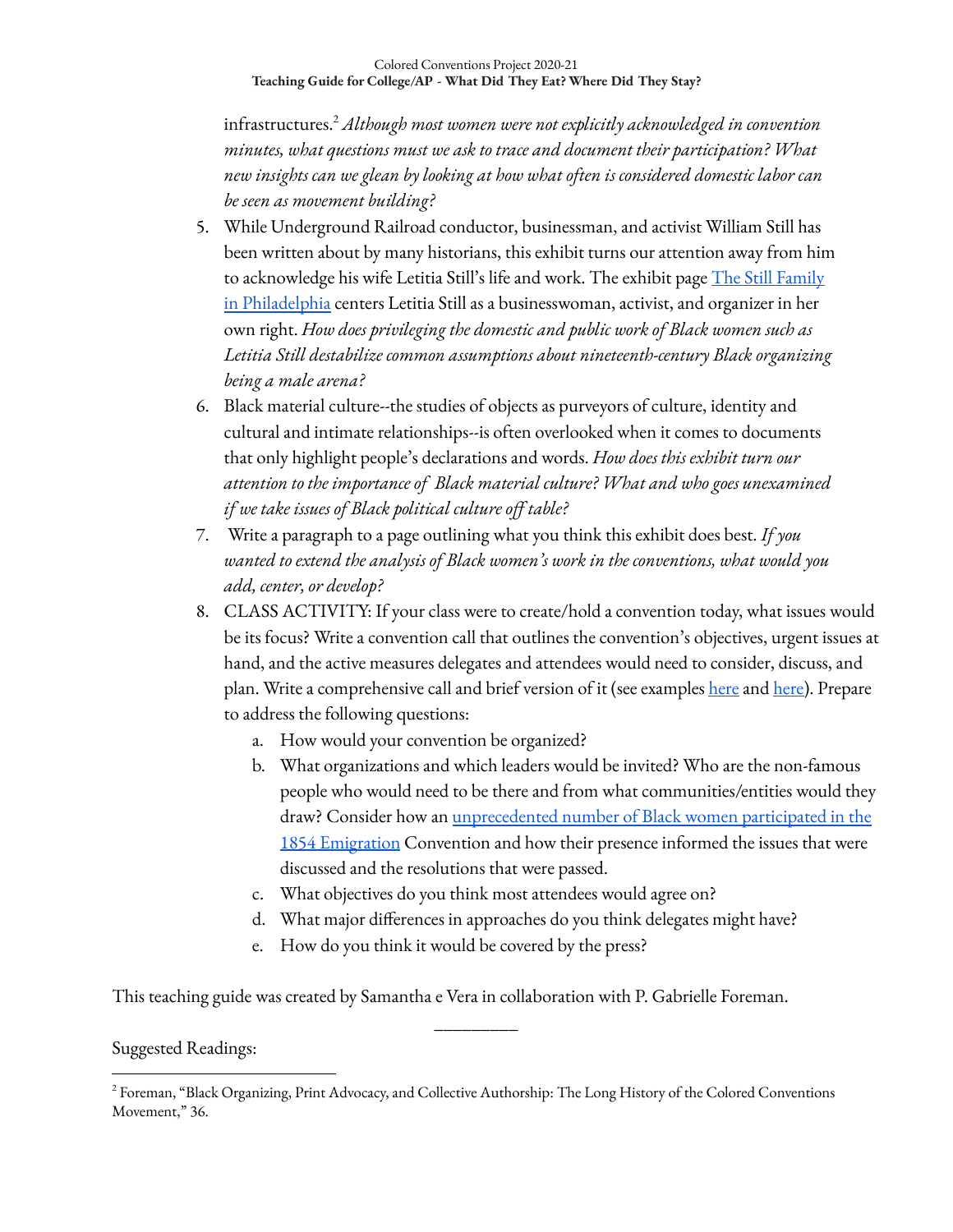infrastructures.[2] *Although most women were not explicitly acknowledged in convention minutes, what questions must we ask to trace and document their participation? What new insights can we glean by looking at how what often is considered domestic labor can be seen as movement building?*

5. While Underground Railroad conductor, businessman, and activist William Still has been written about by many historians, this exhibit turns our attention away from him to acknowledge his wife Letitia Still's life and work. The exhibit page The Still Family in Philadelphia centers Letitia Still as a businesswoman, activist, and organizer in her own right. *How does privileging the domestic and public work of Black women such as Letitia Still destabilize common assumptions about nineteenth-century Black organizing being a male arena?*
6. Black material culture--the studies of objects as purveyors of culture, identity and cultural and intimate relationships--is often overlooked when it comes to documents that only highlight people's declarations and words. *How does this exhibit turn our attention to the importance of Black material culture? What and who goes unexamined if we take issues of Black political culture off table?*
7. Write a paragraph to a page outlining what you think this exhibit does best. *If you wanted to extend the analysis of Black women's work in the conventions, what would you add, center, or develop?*
8. CLASS ACTIVITY: If your class were to create/hold a convention today, what issues would be its focus? Write a convention call that outlines the convention's objectives, urgent issues at hand, and the active measures delegates and attendees would need to consider, discuss, and plan. Write a comprehensive call and brief version of it (see examples here and here). Prepare to address the following questions:
   a. How would your convention be organized?
   b. What organizations and which leaders would be invited? Who are the non-famous people who would need to be there and from what communities/entities would they draw? Consider how an unprecedented number of Black women participated in the 1854 Emigration Convention and how their presence informed the issues that were discussed and the resolutions that were passed.
   c. What objectives do you think most attendees would agree on?
   d. What major differences in approaches do you think delegates might have?
   e. How do you think it would be covered by the press?

This teaching guide was created by Samantha e Vera in collaboration with P. Gabrielle Foreman.

---

Suggested Readings:

[2] Foreman, "Black Organizing, Print Advocacy, and Collective Authorship: The Long History of the Colored Conventions Movement," 36.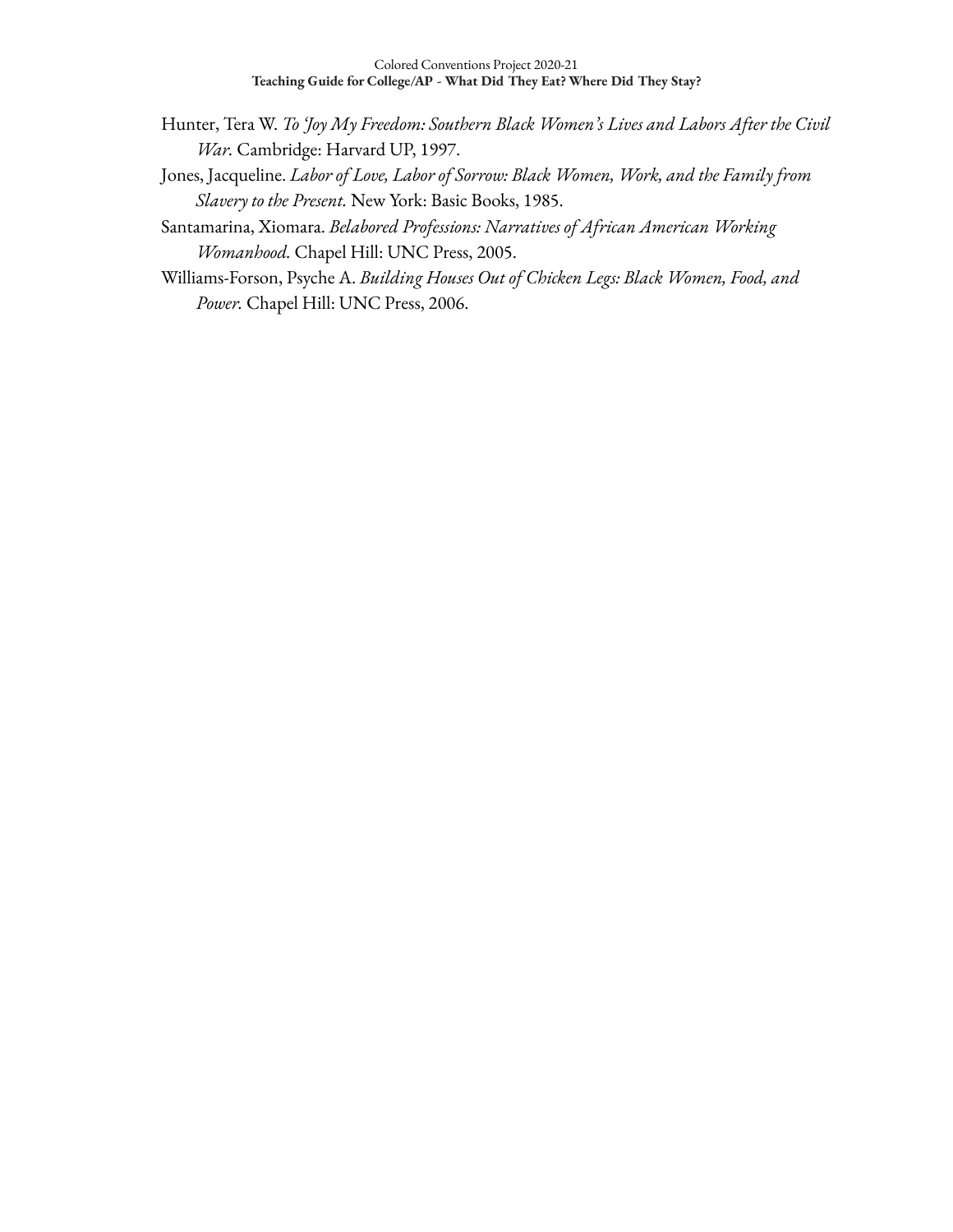Hunter, Tera W. *To 'Joy My Freedom: Southern Black Women's Lives and Labors After the Civil War.* Cambridge: Harvard UP, 1997.

Jones, Jacqueline. *Labor of Love, Labor of Sorrow: Black Women, Work, and the Family from Slavery to the Present.* New York: Basic Books, 1985.

Santamarina, Xiomara. *Belabored Professions: Narratives of African American Working Womanhood.* Chapel Hill: UNC Press, 2005.

Williams-Forson, Psyche A. *Building Houses Out of Chicken Legs: Black Women, Food, and Power.* Chapel Hill: UNC Press, 2006.